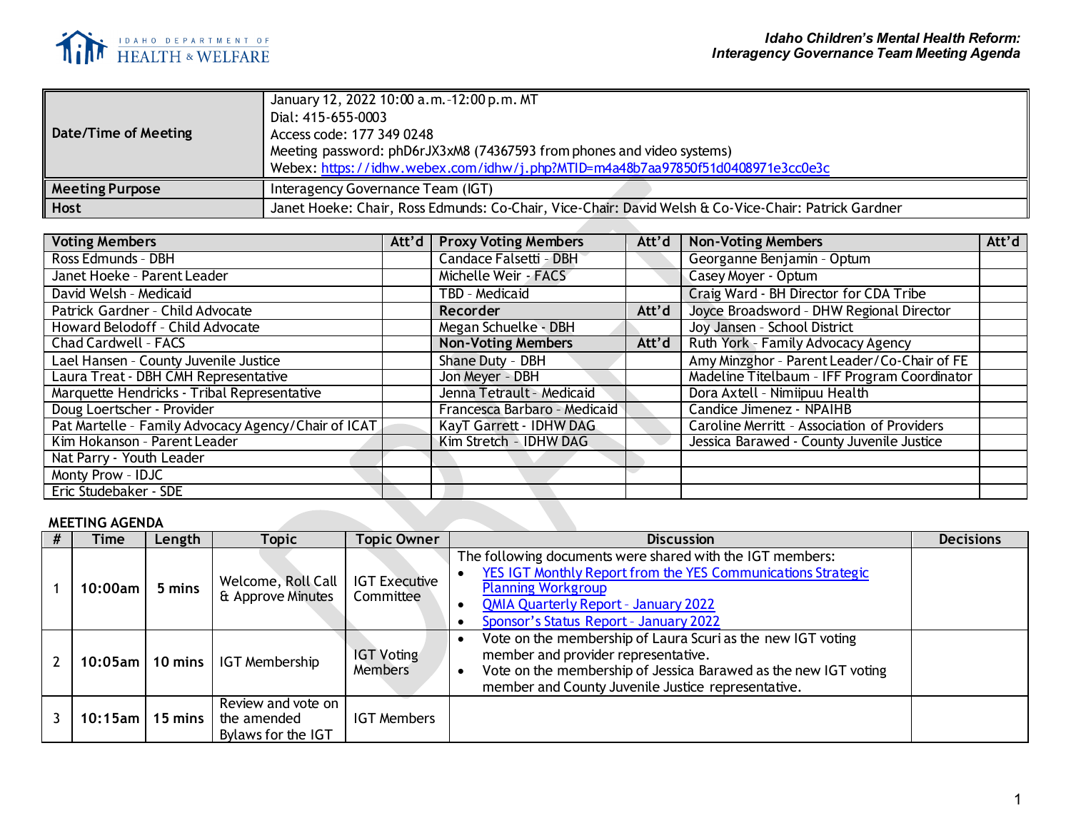*Idaho Children's Mental Health Reform:*
*Interagency Governance Team Meeting Agenda*

| | |
|---|---|
| **Date/Time of Meeting** | January 12, 2022 10:00 a.m.-12:00 p.m. MT<br>Dial: 415-655-0003<br>Access code: 177 349 0248<br>Meeting password: phD6rJX3xM8 (74367593 from phones and video systems)<br>Webex: https://idhw.webex.com/idhw/j.php?MTID=m4a48b7aa97850f51d0408971e3cc0e3c |
| **Meeting Purpose** | Interagency Governance Team (IGT) |
| **Host** | Janet Hoeke: Chair, Ross Edmunds: Co-Chair, Vice-Chair: David Welsh & Co-Vice-Chair: Patrick Gardner |

| Voting Members | Att'd | Proxy Voting Members | Att'd | Non-Voting Members | Att'd |
|---|---|---|---|---|---|
| Ross Edmunds - DBH | | Candace Falsetti - DBH | | Georganne Benjamin - Optum | |
| Janet Hoeke - Parent Leader | | Michelle Weir - FACS | | Casey Moyer - Optum | |
| David Welsh - Medicaid | | TBD - Medicaid | | Craig Ward - BH Director for CDA Tribe | |
| Patrick Gardner - Child Advocate | | **Recorder** | **Att'd** | Joyce Broadsword - DHW Regional Director | |
| Howard Belodoff - Child Advocate | | Megan Schuelke - DBH | | Joy Jansen - School District | |
| Chad Cardwell - FACS | | **Non-Voting Members** | **Att'd** | Ruth York - Family Advocacy Agency | |
| Lael Hansen - County Juvenile Justice | | Shane Duty - DBH | | Amy Minzghor - Parent Leader/Co-Chair of FE | |
| Laura Treat - DBH CMH Representative | | Jon Meyer - DBH | | Madeline Titelbaum - IFF Program Coordinator | |
| Marquette Hendricks - Tribal Representative | | Jenna Tetrault - Medicaid | | Dora Axtell - Nimiipuu Health | |
| Doug Loertscher - Provider | | Francesca Barbaro - Medicaid | | Candice Jimenez - NPAIHB | |
| Pat Martelle - Family Advocacy Agency/Chair of ICAT | | KayT Garrett - IDHW DAG | | Caroline Merritt - Association of Providers | |
| Kim Hokanson - Parent Leader | | Kim Stretch - IDHW DAG | | Jessica Barawed - County Juvenile Justice | |
| Nat Parry - Youth Leader | | | | | |
| Monty Prow - IDJC | | | | | |
| Eric Studebaker - SDE | | | | | |

**MEETING AGENDA**

| # | Time | Length | Topic | Topic Owner | Discussion | Decisions |
|---|---|---|---|---|---|---|
| 1 | 10:00am | 5 mins | Welcome, Roll Call & Approve Minutes | IGT Executive Committee | The following documents were shared with the IGT members:<br>• YES IGT Monthly Report from the YES Communications Strategic Planning Workgroup<br>• QMIA Quarterly Report - January 2022<br>• Sponsor's Status Report - January 2022 | |
| 2 | 10:05am | 10 mins | IGT Membership | IGT Voting Members | • Vote on the membership of Laura Scuri as the new IGT voting member and provider representative.<br>• Vote on the membership of Jessica Barawed as the new IGT voting member and County Juvenile Justice representative. | |
| 3 | 10:15am | 15 mins | Review and vote on the amended Bylaws for the IGT | IGT Members | | |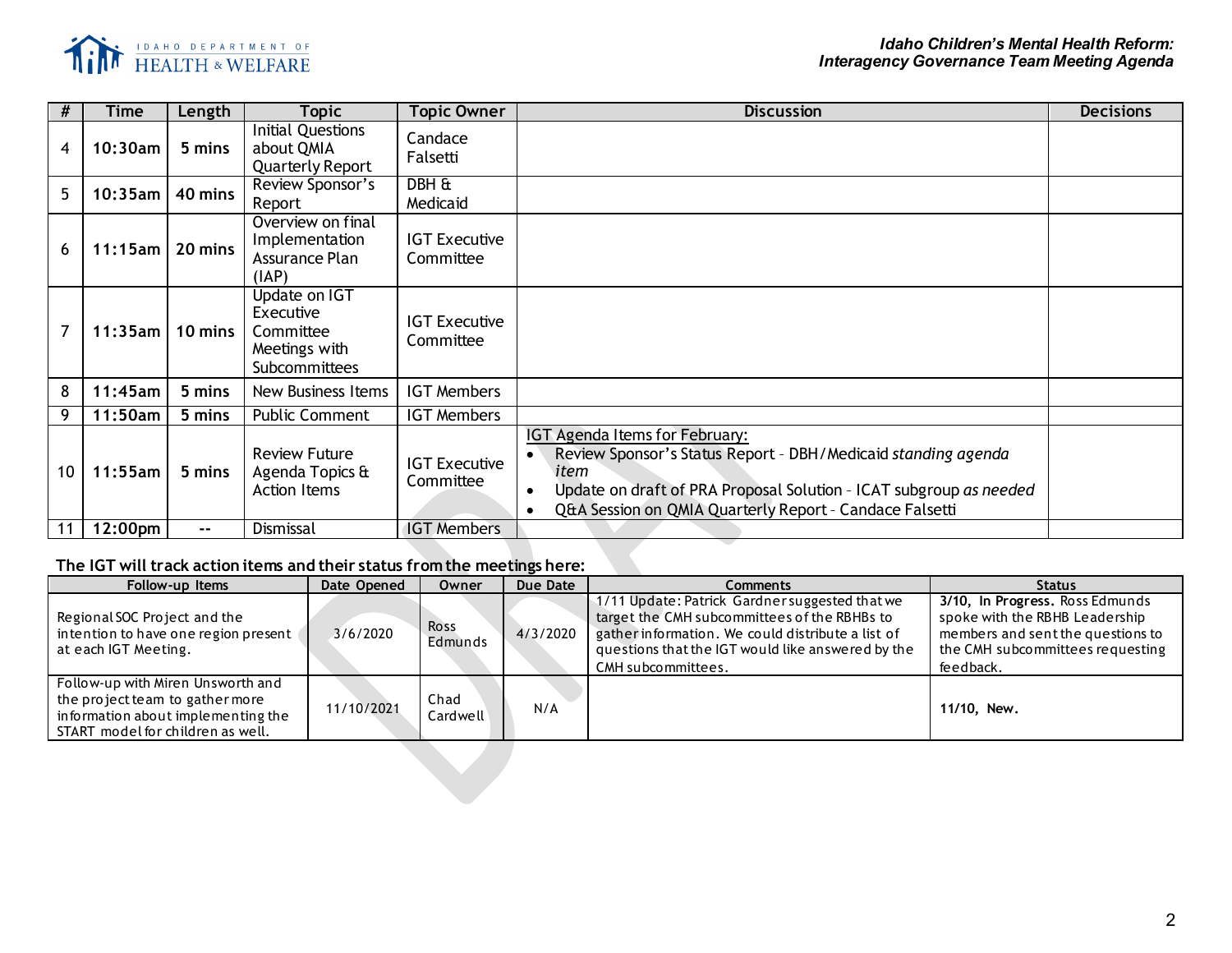| # | Time | Length | Topic | Topic Owner | Discussion | Decisions |
|---|---|---|---|---|---|---|
| 4 | 10:30am | 5 mins | Initial Questions about QMIA Quarterly Report | Candace Falsetti | | |
| 5 | 10:35am | 40 mins | Review Sponsor's Report | DBH & Medicaid | | |
| 6 | 11:15am | 20 mins | Overview on final Implementation Assurance Plan (IAP) | IGT Executive Committee | | |
| 7 | 11:35am | 10 mins | Update on IGT Executive Committee Meetings with Subcommittees | IGT Executive Committee | | |
| 8 | 11:45am | 5 mins | New Business Items | IGT Members | | |
| 9 | 11:50am | 5 mins | Public Comment | IGT Members | | |
| 10 | 11:55am | 5 mins | Review Future Agenda Topics & Action Items | IGT Executive Committee | IGT Agenda Items for February:<br>• Review Sponsor's Status Report – DBH/Medicaid *standing agenda item*<br>• Update on draft of PRA Proposal Solution – ICAT subgroup *as needed*<br>• Q&A Session on QMIA Quarterly Report – Candace Falsetti | |
| 11 | 12:00pm | -- | Dismissal | IGT Members | | |

**The IGT will track action items and their status from the meetings here:**

| Follow-up Items | Date Opened | Owner | Due Date | Comments | Status |
|---|---|---|---|---|---|
| Regional SOC Project and the intention to have one region present at each IGT Meeting. | 3/6/2020 | Ross Edmunds | 4/3/2020 | 1/11 Update: Patrick Gardner suggested that we target the CMH subcommittees of the RBHBs to gather information. We could distribute a list of questions that the IGT would like answered by the CMH subcommittees. | **3/10, In Progress.** Ross Edmunds spoke with the RBHB Leadership members and sent the questions to the CMH subcommittees requesting feedback. |
| Follow-up with Miren Unsworth and the project team to gather more information about implementing the START model for children as well. | 11/10/2021 | Chad Cardwell | N/A | | **11/10, New.** |